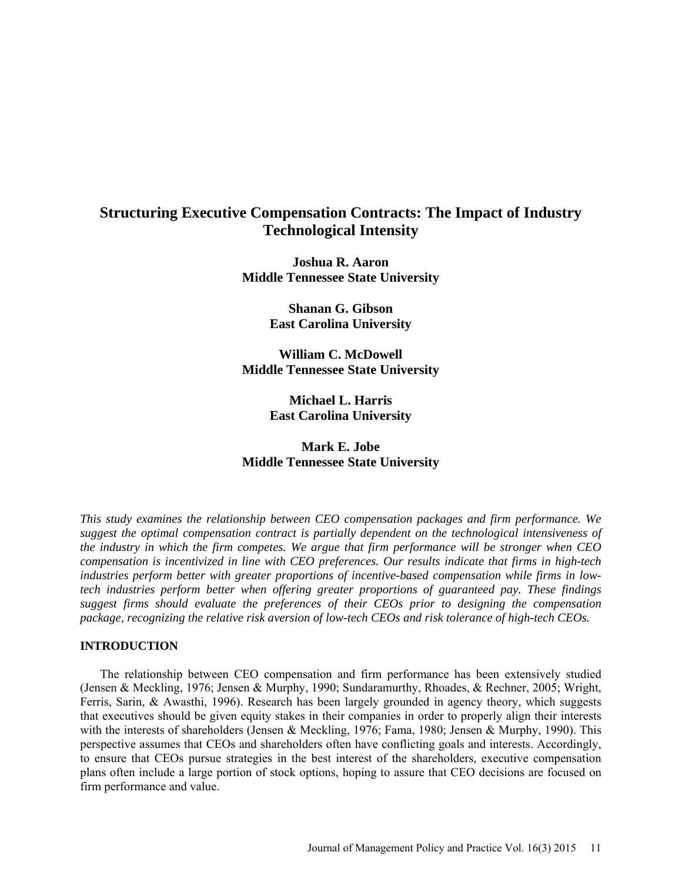# Structuring Executive Compensation Contracts: The Impact of Industry Technological Intensity

**Joshua R. Aaron**
**Middle Tennessee State University**

**Shanan G. Gibson**
**East Carolina University**

**William C. McDowell**
**Middle Tennessee State University**

**Michael L. Harris**
**East Carolina University**

**Mark E. Jobe**
**Middle Tennessee State University**

*This study examines the relationship between CEO compensation packages and firm performance. We suggest the optimal compensation contract is partially dependent on the technological intensiveness of the industry in which the firm competes. We argue that firm performance will be stronger when CEO compensation is incentivized in line with CEO preferences. Our results indicate that firms in high-tech industries perform better with greater proportions of incentive-based compensation while firms in low-tech industries perform better when offering greater proportions of guaranteed pay. These findings suggest firms should evaluate the preferences of their CEOs prior to designing the compensation package, recognizing the relative risk aversion of low-tech CEOs and risk tolerance of high-tech CEOs.*

## INTRODUCTION

The relationship between CEO compensation and firm performance has been extensively studied (Jensen & Meckling, 1976; Jensen & Murphy, 1990; Sundaramurthy, Rhoades, & Rechner, 2005; Wright, Ferris, Sarin, & Awasthi, 1996). Research has been largely grounded in agency theory, which suggests that executives should be given equity stakes in their companies in order to properly align their interests with the interests of shareholders (Jensen & Meckling, 1976; Fama, 1980; Jensen & Murphy, 1990). This perspective assumes that CEOs and shareholders often have conflicting goals and interests. Accordingly, to ensure that CEOs pursue strategies in the best interest of the shareholders, executive compensation plans often include a large portion of stock options, hoping to assure that CEO decisions are focused on firm performance and value.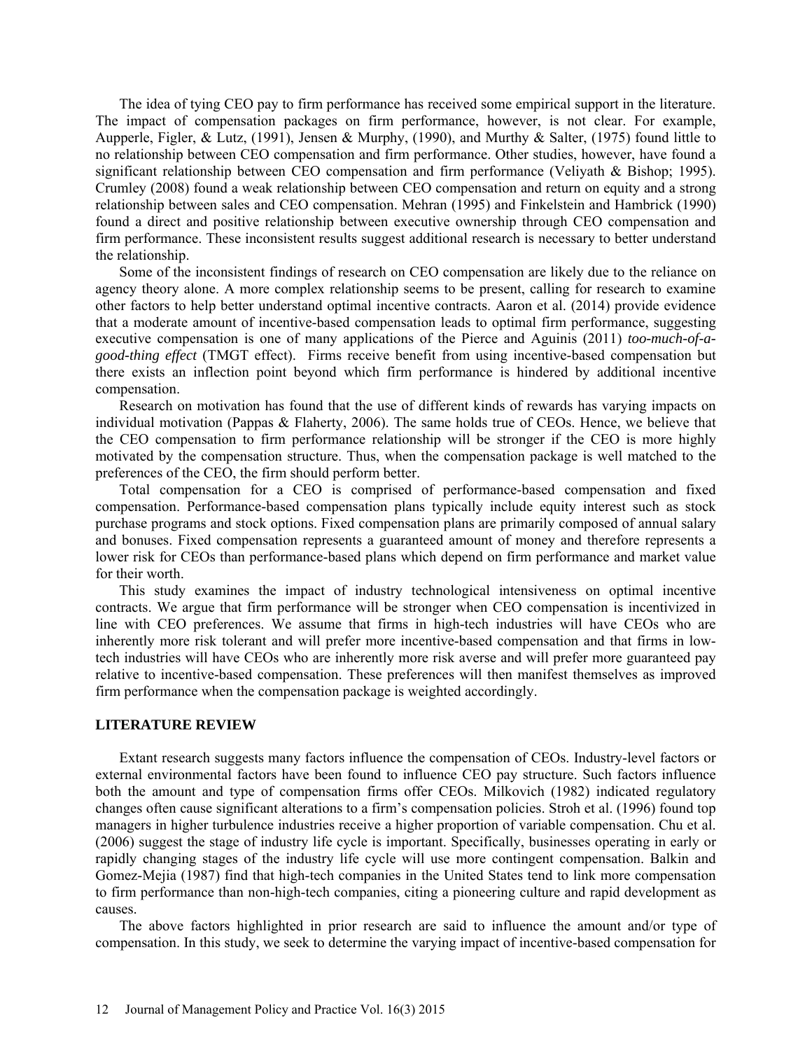The idea of tying CEO pay to firm performance has received some empirical support in the literature. The impact of compensation packages on firm performance, however, is not clear. For example, Aupperle, Figler, & Lutz, (1991), Jensen & Murphy, (1990), and Murthy & Salter, (1975) found little to no relationship between CEO compensation and firm performance. Other studies, however, have found a significant relationship between CEO compensation and firm performance (Veliyath & Bishop; 1995). Crumley (2008) found a weak relationship between CEO compensation and return on equity and a strong relationship between sales and CEO compensation. Mehran (1995) and Finkelstein and Hambrick (1990) found a direct and positive relationship between executive ownership through CEO compensation and firm performance. These inconsistent results suggest additional research is necessary to better understand the relationship.

Some of the inconsistent findings of research on CEO compensation are likely due to the reliance on agency theory alone. A more complex relationship seems to be present, calling for research to examine other factors to help better understand optimal incentive contracts. Aaron et al. (2014) provide evidence that a moderate amount of incentive-based compensation leads to optimal firm performance, suggesting executive compensation is one of many applications of the Pierce and Aguinis (2011) *too-much-of-a-good-thing effect* (TMGT effect). Firms receive benefit from using incentive-based compensation but there exists an inflection point beyond which firm performance is hindered by additional incentive compensation.

Research on motivation has found that the use of different kinds of rewards has varying impacts on individual motivation (Pappas & Flaherty, 2006). The same holds true of CEOs. Hence, we believe that the CEO compensation to firm performance relationship will be stronger if the CEO is more highly motivated by the compensation structure. Thus, when the compensation package is well matched to the preferences of the CEO, the firm should perform better.

Total compensation for a CEO is comprised of performance-based compensation and fixed compensation. Performance-based compensation plans typically include equity interest such as stock purchase programs and stock options. Fixed compensation plans are primarily composed of annual salary and bonuses. Fixed compensation represents a guaranteed amount of money and therefore represents a lower risk for CEOs than performance-based plans which depend on firm performance and market value for their worth.

This study examines the impact of industry technological intensiveness on optimal incentive contracts. We argue that firm performance will be stronger when CEO compensation is incentivized in line with CEO preferences. We assume that firms in high-tech industries will have CEOs who are inherently more risk tolerant and will prefer more incentive-based compensation and that firms in low-tech industries will have CEOs who are inherently more risk averse and will prefer more guaranteed pay relative to incentive-based compensation. These preferences will then manifest themselves as improved firm performance when the compensation package is weighted accordingly.

## LITERATURE REVIEW

Extant research suggests many factors influence the compensation of CEOs. Industry-level factors or external environmental factors have been found to influence CEO pay structure. Such factors influence both the amount and type of compensation firms offer CEOs. Milkovich (1982) indicated regulatory changes often cause significant alterations to a firm's compensation policies. Stroh et al. (1996) found top managers in higher turbulence industries receive a higher proportion of variable compensation. Chu et al. (2006) suggest the stage of industry life cycle is important. Specifically, businesses operating in early or rapidly changing stages of the industry life cycle will use more contingent compensation. Balkin and Gomez-Mejia (1987) find that high-tech companies in the United States tend to link more compensation to firm performance than non-high-tech companies, citing a pioneering culture and rapid development as causes.

The above factors highlighted in prior research are said to influence the amount and/or type of compensation. In this study, we seek to determine the varying impact of incentive-based compensation for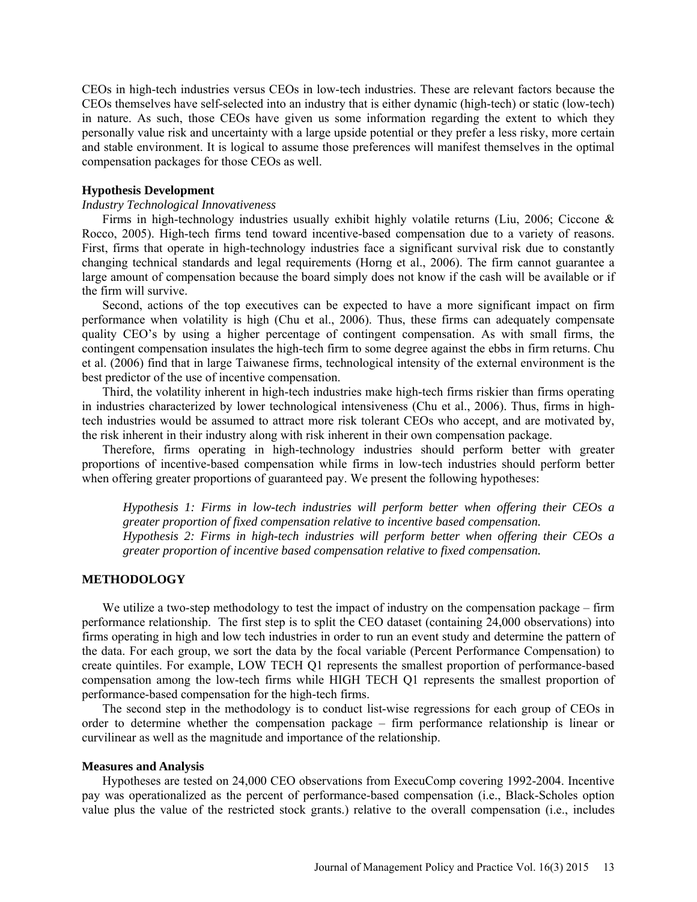CEOs in high-tech industries versus CEOs in low-tech industries. These are relevant factors because the CEOs themselves have self-selected into an industry that is either dynamic (high-tech) or static (low-tech) in nature. As such, those CEOs have given us some information regarding the extent to which they personally value risk and uncertainty with a large upside potential or they prefer a less risky, more certain and stable environment. It is logical to assume those preferences will manifest themselves in the optimal compensation packages for those CEOs as well.

### Hypothesis Development

*Industry Technological Innovativeness*

Firms in high-technology industries usually exhibit highly volatile returns (Liu, 2006; Ciccone & Rocco, 2005). High-tech firms tend toward incentive-based compensation due to a variety of reasons. First, firms that operate in high-technology industries face a significant survival risk due to constantly changing technical standards and legal requirements (Horng et al., 2006). The firm cannot guarantee a large amount of compensation because the board simply does not know if the cash will be available or if the firm will survive.

Second, actions of the top executives can be expected to have a more significant impact on firm performance when volatility is high (Chu et al., 2006). Thus, these firms can adequately compensate quality CEO's by using a higher percentage of contingent compensation. As with small firms, the contingent compensation insulates the high-tech firm to some degree against the ebbs in firm returns. Chu et al. (2006) find that in large Taiwanese firms, technological intensity of the external environment is the best predictor of the use of incentive compensation.

Third, the volatility inherent in high-tech industries make high-tech firms riskier than firms operating in industries characterized by lower technological intensiveness (Chu et al., 2006). Thus, firms in high-tech industries would be assumed to attract more risk tolerant CEOs who accept, and are motivated by, the risk inherent in their industry along with risk inherent in their own compensation package.

Therefore, firms operating in high-technology industries should perform better with greater proportions of incentive-based compensation while firms in low-tech industries should perform better when offering greater proportions of guaranteed pay. We present the following hypotheses:

> *Hypothesis 1: Firms in low-tech industries will perform better when offering their CEOs a greater proportion of fixed compensation relative to incentive based compensation.*
> *Hypothesis 2: Firms in high-tech industries will perform better when offering their CEOs a greater proportion of incentive based compensation relative to fixed compensation.*

## METHODOLOGY

We utilize a two-step methodology to test the impact of industry on the compensation package – firm performance relationship. The first step is to split the CEO dataset (containing 24,000 observations) into firms operating in high and low tech industries in order to run an event study and determine the pattern of the data. For each group, we sort the data by the focal variable (Percent Performance Compensation) to create quintiles. For example, LOW TECH Q1 represents the smallest proportion of performance-based compensation among the low-tech firms while HIGH TECH Q1 represents the smallest proportion of performance-based compensation for the high-tech firms.

The second step in the methodology is to conduct list-wise regressions for each group of CEOs in order to determine whether the compensation package – firm performance relationship is linear or curvilinear as well as the magnitude and importance of the relationship.

### Measures and Analysis

Hypotheses are tested on 24,000 CEO observations from ExecuComp covering 1992-2004. Incentive pay was operationalized as the percent of performance-based compensation (i.e., Black-Scholes option value plus the value of the restricted stock grants.) relative to the overall compensation (i.e., includes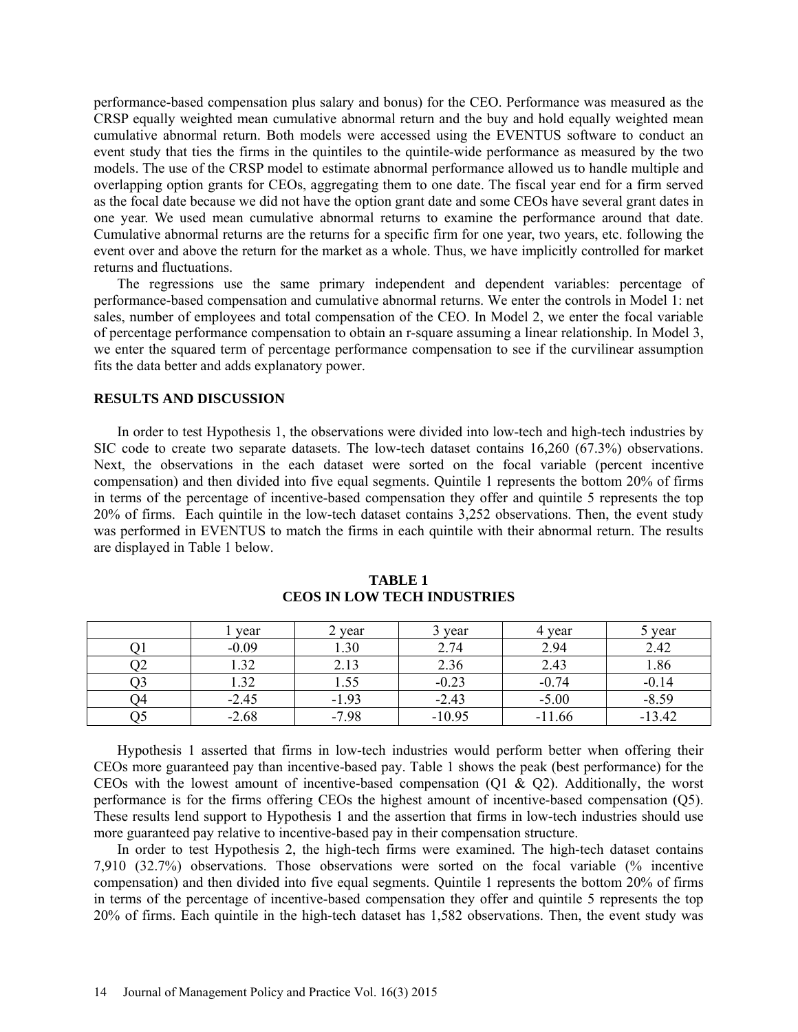performance-based compensation plus salary and bonus) for the CEO. Performance was measured as the CRSP equally weighted mean cumulative abnormal return and the buy and hold equally weighted mean cumulative abnormal return. Both models were accessed using the EVENTUS software to conduct an event study that ties the firms in the quintiles to the quintile-wide performance as measured by the two models. The use of the CRSP model to estimate abnormal performance allowed us to handle multiple and overlapping option grants for CEOs, aggregating them to one date. The fiscal year end for a firm served as the focal date because we did not have the option grant date and some CEOs have several grant dates in one year. We used mean cumulative abnormal returns to examine the performance around that date. Cumulative abnormal returns are the returns for a specific firm for one year, two years, etc. following the event over and above the return for the market as a whole. Thus, we have implicitly controlled for market returns and fluctuations.

The regressions use the same primary independent and dependent variables: percentage of performance-based compensation and cumulative abnormal returns. We enter the controls in Model 1: net sales, number of employees and total compensation of the CEO. In Model 2, we enter the focal variable of percentage performance compensation to obtain an r-square assuming a linear relationship. In Model 3, we enter the squared term of percentage performance compensation to see if the curvilinear assumption fits the data better and adds explanatory power.

## RESULTS AND DISCUSSION

In order to test Hypothesis 1, the observations were divided into low-tech and high-tech industries by SIC code to create two separate datasets. The low-tech dataset contains 16,260 (67.3%) observations. Next, the observations in the each dataset were sorted on the focal variable (percent incentive compensation) and then divided into five equal segments. Quintile 1 represents the bottom 20% of firms in terms of the percentage of incentive-based compensation they offer and quintile 5 represents the top 20% of firms. Each quintile in the low-tech dataset contains 3,252 observations. Then, the event study was performed in EVENTUS to match the firms in each quintile with their abnormal return. The results are displayed in Table 1 below.

**TABLE 1**
**CEOS IN LOW TECH INDUSTRIES**

| | 1 year | 2 year | 3 year | 4 year | 5 year |
|---|---|---|---|---|---|
| Q1 | -0.09 | 1.30 | 2.74 | 2.94 | 2.42 |
| Q2 | 1.32 | 2.13 | 2.36 | 2.43 | 1.86 |
| Q3 | 1.32 | 1.55 | -0.23 | -0.74 | -0.14 |
| Q4 | -2.45 | -1.93 | -2.43 | -5.00 | -8.59 |
| Q5 | -2.68 | -7.98 | -10.95 | -11.66 | -13.42 |

Hypothesis 1 asserted that firms in low-tech industries would perform better when offering their CEOs more guaranteed pay than incentive-based pay. Table 1 shows the peak (best performance) for the CEOs with the lowest amount of incentive-based compensation (Q1 & Q2). Additionally, the worst performance is for the firms offering CEOs the highest amount of incentive-based compensation (Q5). These results lend support to Hypothesis 1 and the assertion that firms in low-tech industries should use more guaranteed pay relative to incentive-based pay in their compensation structure.

In order to test Hypothesis 2, the high-tech firms were examined. The high-tech dataset contains 7,910 (32.7%) observations. Those observations were sorted on the focal variable (% incentive compensation) and then divided into five equal segments. Quintile 1 represents the bottom 20% of firms in terms of the percentage of incentive-based compensation they offer and quintile 5 represents the top 20% of firms. Each quintile in the high-tech dataset has 1,582 observations. Then, the event study was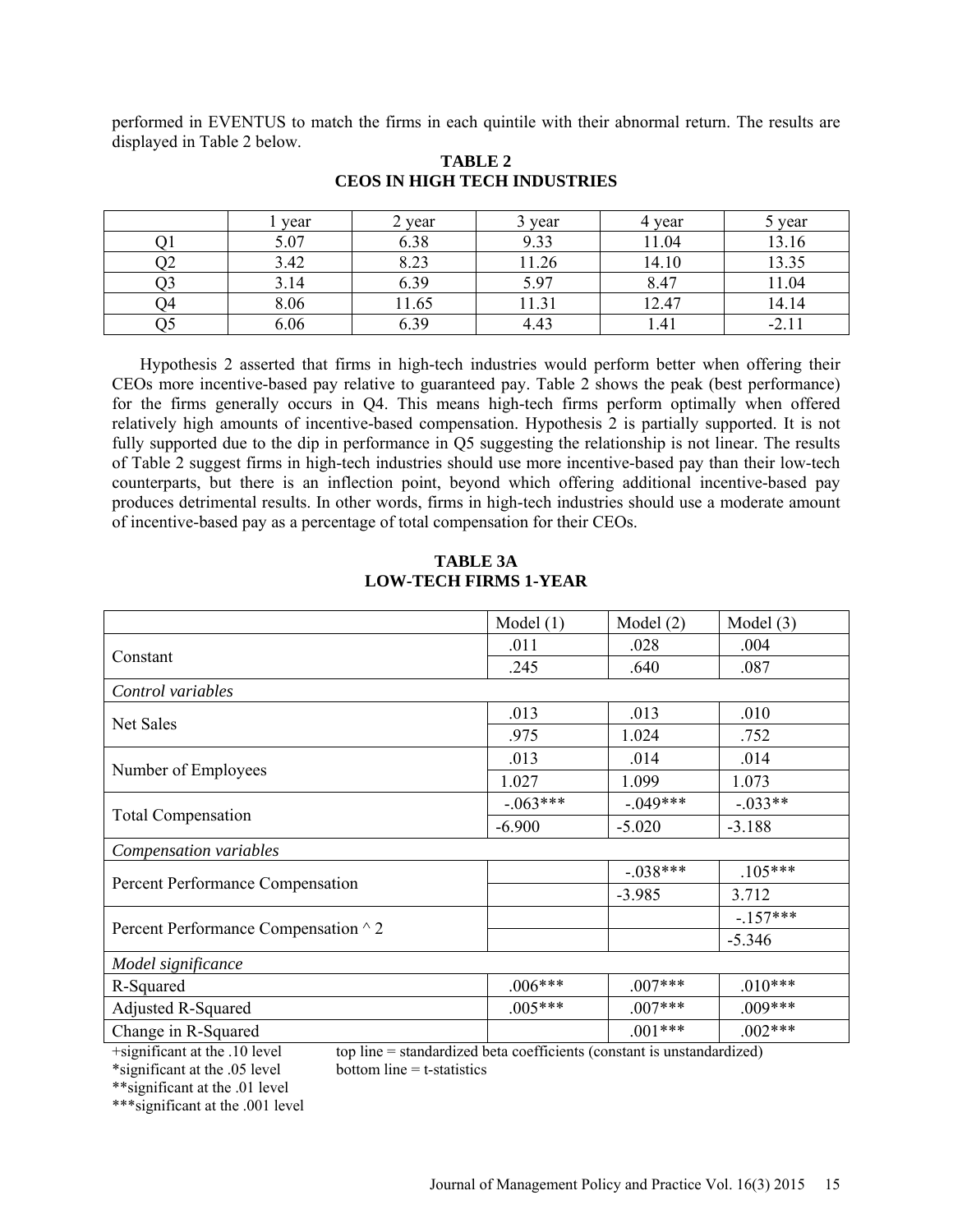performed in EVENTUS to match the firms in each quintile with their abnormal return. The results are displayed in Table 2 below.

**TABLE 2**
**CEOS IN HIGH TECH INDUSTRIES**

| | 1 year | 2 year | 3 year | 4 year | 5 year |
|---|---|---|---|---|---|
| Q1 | 5.07 | 6.38 | 9.33 | 11.04 | 13.16 |
| Q2 | 3.42 | 8.23 | 11.26 | 14.10 | 13.35 |
| Q3 | 3.14 | 6.39 | 5.97 | 8.47 | 11.04 |
| Q4 | 8.06 | 11.65 | 11.31 | 12.47 | 14.14 |
| Q5 | 6.06 | 6.39 | 4.43 | 1.41 | -2.11 |

Hypothesis 2 asserted that firms in high-tech industries would perform better when offering their CEOs more incentive-based pay relative to guaranteed pay. Table 2 shows the peak (best performance) for the firms generally occurs in Q4. This means high-tech firms perform optimally when offered relatively high amounts of incentive-based compensation. Hypothesis 2 is partially supported. It is not fully supported due to the dip in performance in Q5 suggesting the relationship is not linear. The results of Table 2 suggest firms in high-tech industries should use more incentive-based pay than their low-tech counterparts, but there is an inflection point, beyond which offering additional incentive-based pay produces detrimental results. In other words, firms in high-tech industries should use a moderate amount of incentive-based pay as a percentage of total compensation for their CEOs.

**TABLE 3A**
**LOW-TECH FIRMS 1-YEAR**

| | Model (1) | Model (2) | Model (3) |
|---|---|---|---|
| Constant | .011 | .028 | .004 |
| | .245 | .640 | .087 |
| *Control variables* | | | |
| Net Sales | .013 | .013 | .010 |
| | .975 | 1.024 | .752 |
| Number of Employees | .013 | .014 | .014 |
| | 1.027 | 1.099 | 1.073 |
| Total Compensation | -.063*** | -.049*** | -.033** |
| | -6.900 | -5.020 | -3.188 |
| *Compensation variables* | | | |
| Percent Performance Compensation | | -.038*** | .105*** |
| | | -3.985 | 3.712 |
| Percent Performance Compensation ^ 2 | | | -.157*** |
| | | | -5.346 |
| *Model significance* | | | |
| R-Squared | .006*** | .007*** | .010*** |
| Adjusted R-Squared | .005*** | .007*** | .009*** |
| Change in R-Squared | | .001*** | .002*** |

+significant at the .10 level
*significant at the .05 level
**significant at the .01 level
***significant at the .001 level

top line = standardized beta coefficients (constant is unstandardized)
bottom line = t-statistics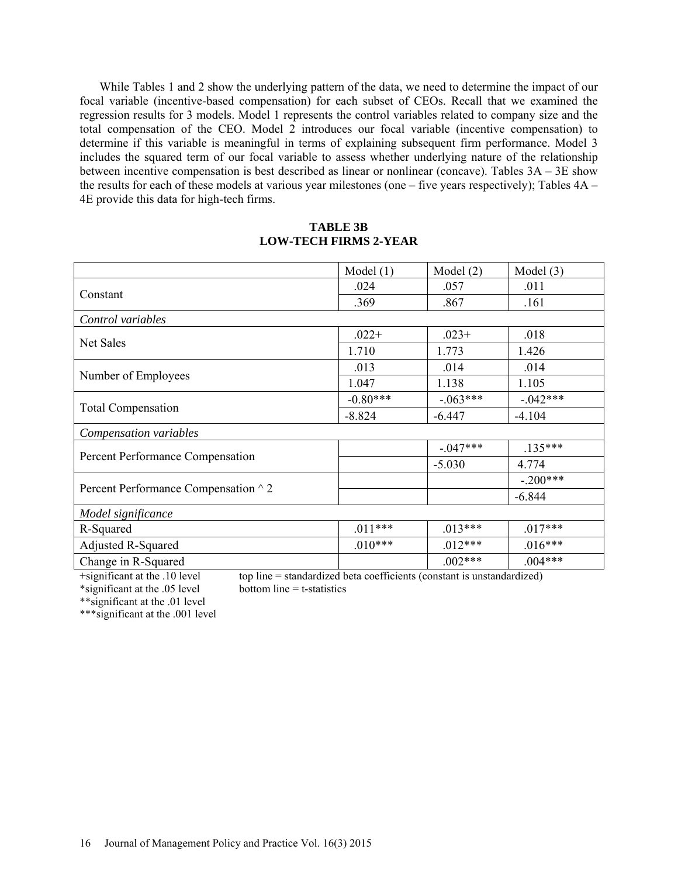While Tables 1 and 2 show the underlying pattern of the data, we need to determine the impact of our focal variable (incentive-based compensation) for each subset of CEOs. Recall that we examined the regression results for 3 models. Model 1 represents the control variables related to company size and the total compensation of the CEO. Model 2 introduces our focal variable (incentive compensation) to determine if this variable is meaningful in terms of explaining subsequent firm performance. Model 3 includes the squared term of our focal variable to assess whether underlying nature of the relationship between incentive compensation is best described as linear or nonlinear (concave). Tables 3A – 3E show the results for each of these models at various year milestones (one – five years respectively); Tables 4A – 4E provide this data for high-tech firms.

**TABLE 3B**
**LOW-TECH FIRMS 2-YEAR**

| | Model (1) | Model (2) | Model (3) |
|---|---|---|---|
| Constant | .024 | .057 | .011 |
| | .369 | .867 | .161 |
| *Control variables* | | | |
| Net Sales | .022+ | .023+ | .018 |
| | 1.710 | 1.773 | 1.426 |
| Number of Employees | .013 | .014 | .014 |
| | 1.047 | 1.138 | 1.105 |
| Total Compensation | -0.80*** | -.063*** | -.042*** |
| | -8.824 | -6.447 | -4.104 |
| *Compensation variables* | | | |
| Percent Performance Compensation | | -.047*** | .135*** |
| | | -5.030 | 4.774 |
| Percent Performance Compensation ^ 2 | | | -.200*** |
| | | | -6.844 |
| *Model significance* | | | |
| R-Squared | .011*** | .013*** | .017*** |
| Adjusted R-Squared | .010*** | .012*** | .016*** |
| Change in R-Squared | | .002*** | .004*** |

+significant at the .10 level
*significant at the .05 level
**significant at the .01 level
***significant at the .001 level

top line = standardized beta coefficients (constant is unstandardized)
bottom line = t-statistics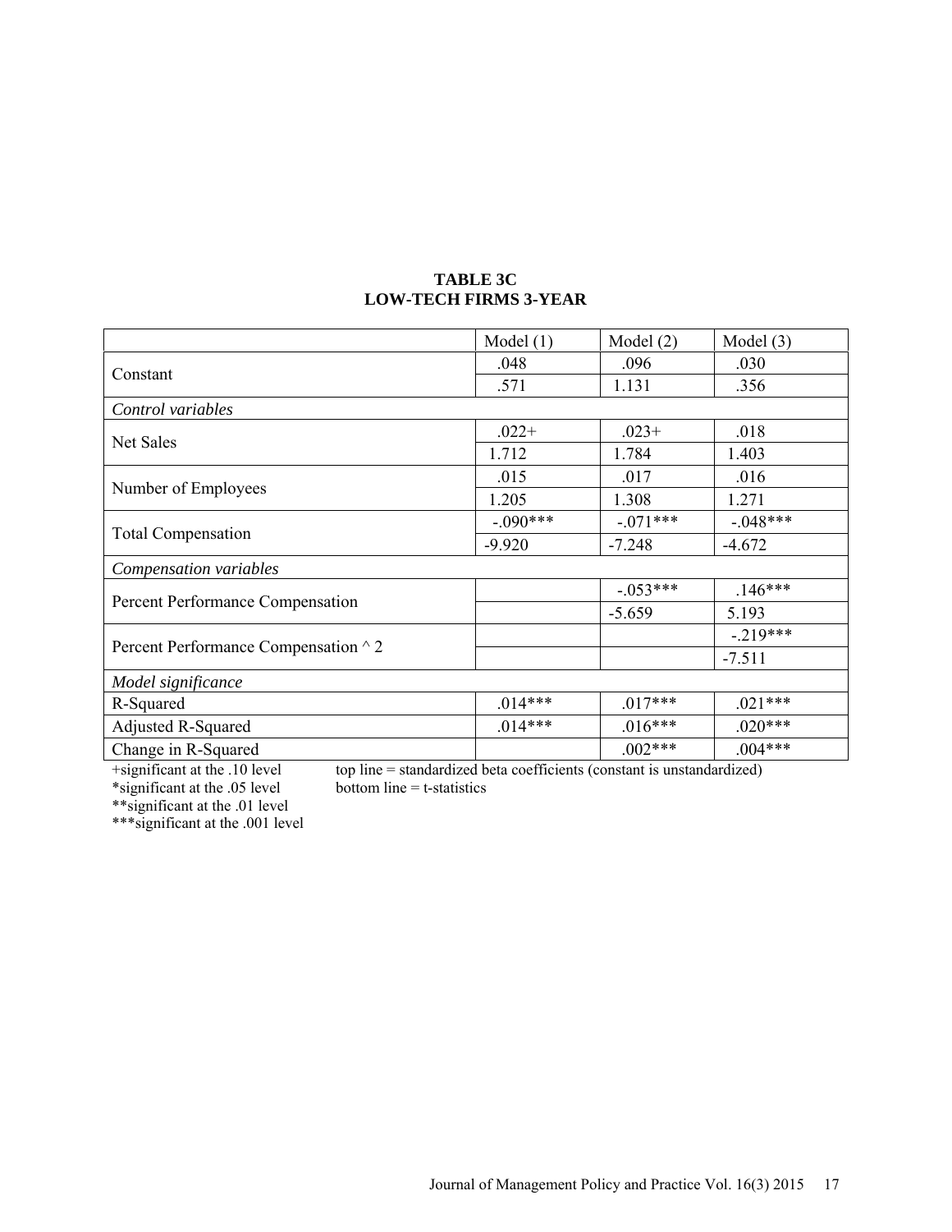**TABLE 3C**
**LOW-TECH FIRMS 3-YEAR**

| | Model (1) | Model (2) | Model (3) |
|---|---|---|---|
| Constant | .048 | .096 | .030 |
| | .571 | 1.131 | .356 |
| *Control variables* | | | |
| Net Sales | .022+ | .023+ | .018 |
| | 1.712 | 1.784 | 1.403 |
| Number of Employees | .015 | .017 | .016 |
| | 1.205 | 1.308 | 1.271 |
| Total Compensation | -.090*** | -.071*** | -.048*** |
| | -9.920 | -7.248 | -4.672 |
| *Compensation variables* | | | |
| Percent Performance Compensation | | -.053*** | .146*** |
| | | -5.659 | 5.193 |
| Percent Performance Compensation ^ 2 | | | -.219*** |
| | | | -7.511 |
| *Model significance* | | | |
| R-Squared | .014*** | .017*** | .021*** |
| Adjusted R-Squared | .014*** | .016*** | .020*** |
| Change in R-Squared | | .002*** | .004*** |

+significant at the .10 level
*significant at the .05 level
**significant at the .01 level
***significant at the .001 level

top line = standardized beta coefficients (constant is unstandardized)
bottom line = t-statistics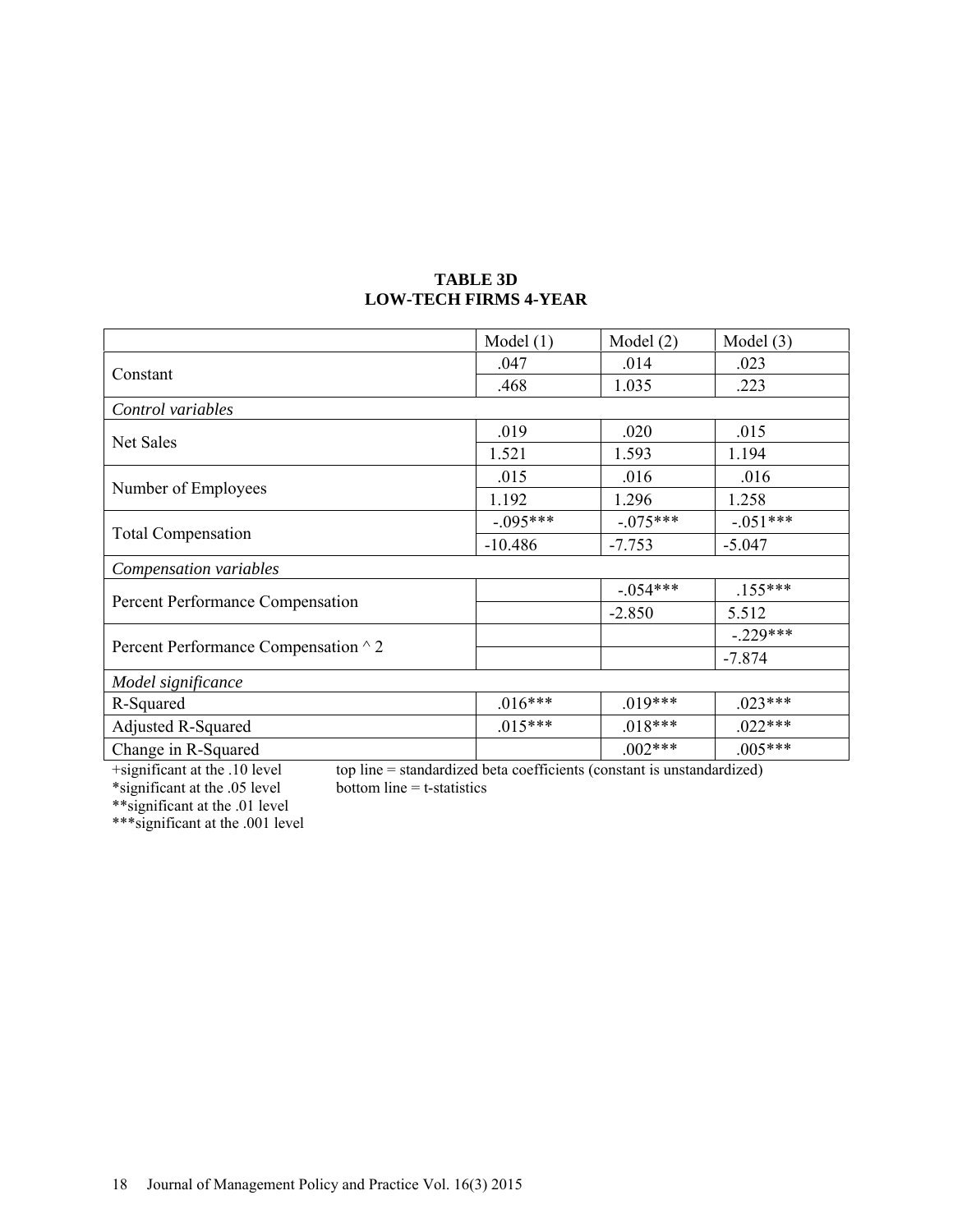**TABLE 3D**
**LOW-TECH FIRMS 4-YEAR**

| | Model (1) | Model (2) | Model (3) |
|---|---|---|---|
| Constant | .047 | .014 | .023 |
| | .468 | 1.035 | .223 |
| *Control variables* | | | |
| Net Sales | .019 | .020 | .015 |
| | 1.521 | 1.593 | 1.194 |
| Number of Employees | .015 | .016 | .016 |
| | 1.192 | 1.296 | 1.258 |
| Total Compensation | -.095*** | -.075*** | -.051*** |
| | -10.486 | -7.753 | -5.047 |
| *Compensation variables* | | | |
| Percent Performance Compensation | | -.054*** | .155*** |
| | | -2.850 | 5.512 |
| Percent Performance Compensation ^ 2 | | | -.229*** |
| | | | -7.874 |
| *Model significance* | | | |
| R-Squared | .016*** | .019*** | .023*** |
| Adjusted R-Squared | .015*** | .018*** | .022*** |
| Change in R-Squared | | .002*** | .005*** |

+significant at the .10 level
*significant at the .05 level
**significant at the .01 level
***significant at the .001 level

top line = standardized beta coefficients (constant is unstandardized)
bottom line = t-statistics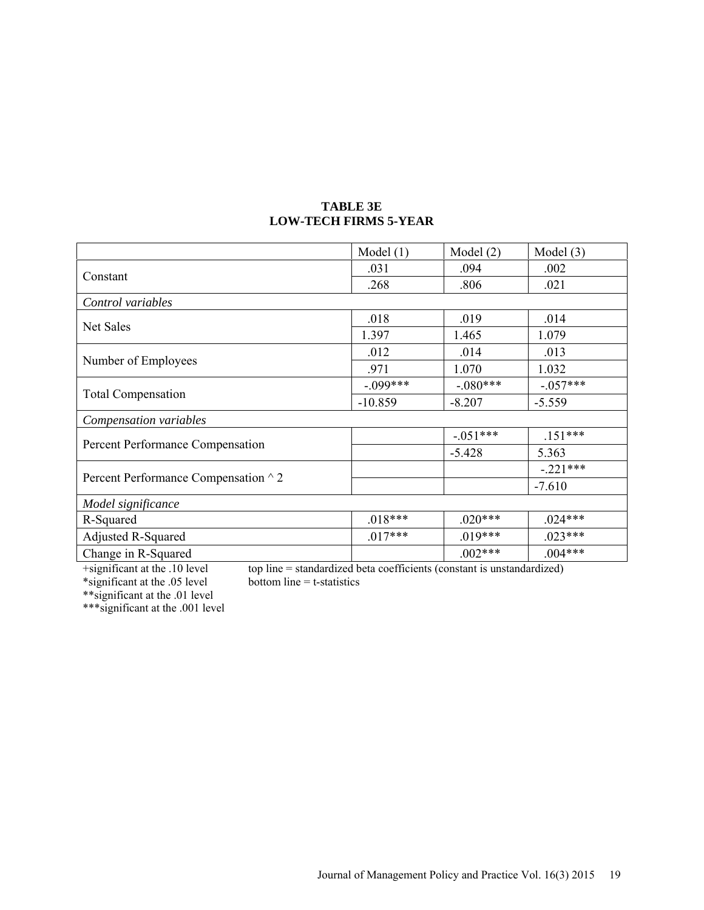**TABLE 3E**
**LOW-TECH FIRMS 5-YEAR**

| | Model (1) | Model (2) | Model (3) |
|---|---|---|---|
| Constant | .031 | .094 | .002 |
| | .268 | .806 | .021 |
| *Control variables* | | | |
| Net Sales | .018 | .019 | .014 |
| | 1.397 | 1.465 | 1.079 |
| Number of Employees | .012 | .014 | .013 |
| | .971 | 1.070 | 1.032 |
| Total Compensation | -.099*** | -.080*** | -.057*** |
| | -10.859 | -8.207 | -5.559 |
| *Compensation variables* | | | |
| Percent Performance Compensation | | -.051*** | .151*** |
| | | -5.428 | 5.363 |
| Percent Performance Compensation ^ 2 | | | -.221*** |
| | | | -7.610 |
| *Model significance* | | | |
| R-Squared | .018*** | .020*** | .024*** |
| Adjusted R-Squared | .017*** | .019*** | .023*** |
| Change in R-Squared | | .002*** | .004*** |

+significant at the .10 level
*significant at the .05 level
**significant at the .01 level
***significant at the .001 level

top line = standardized beta coefficients (constant is unstandardized)
bottom line = t-statistics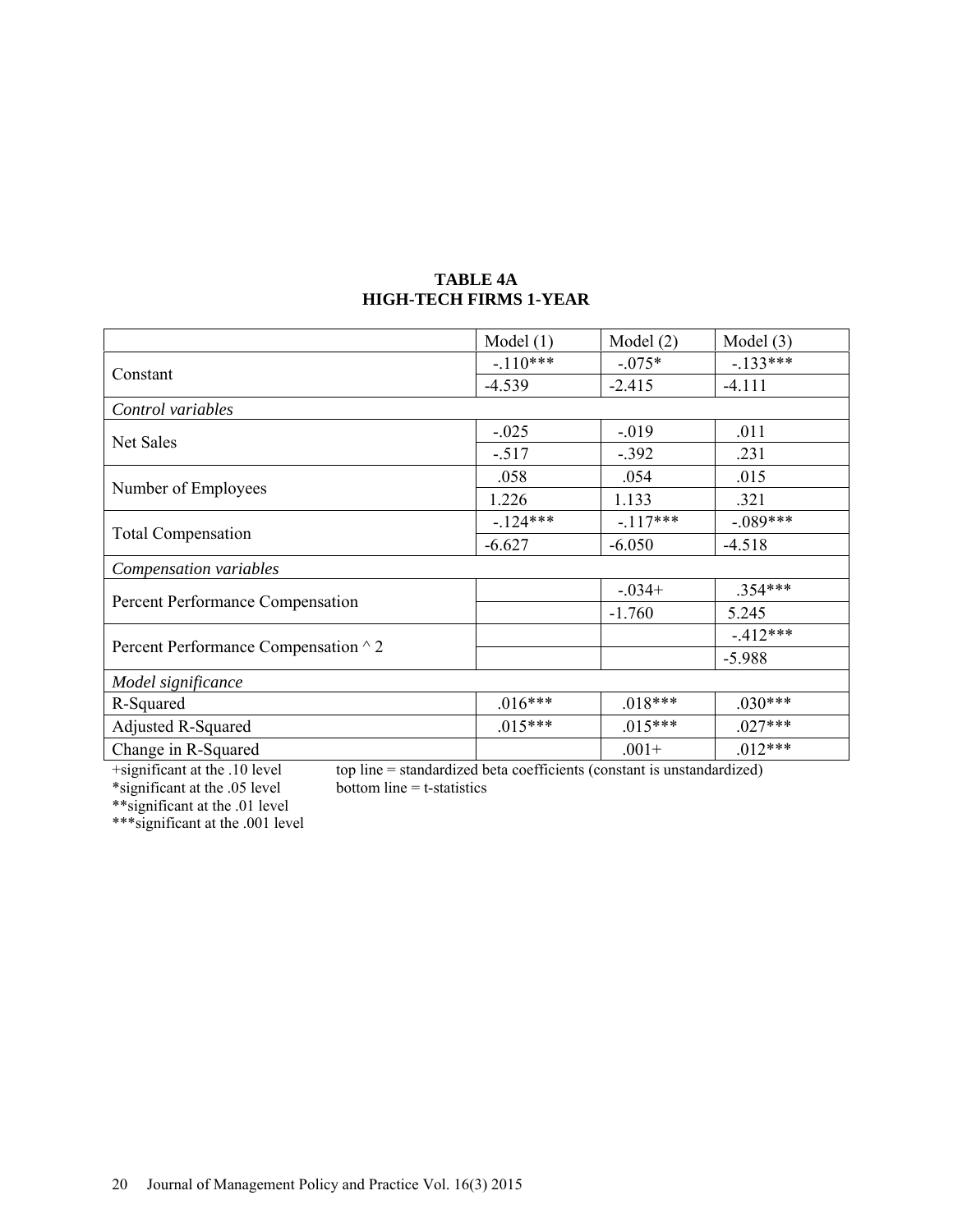**TABLE 4A**
**HIGH-TECH FIRMS 1-YEAR**

| | Model (1) | Model (2) | Model (3) |
|---|---|---|---|
| Constant | -.110*** | -.075* | -.133*** |
| | -4.539 | -2.415 | -4.111 |
| *Control variables* | | | |
| Net Sales | -.025 | -.019 | .011 |
| | -.517 | -.392 | .231 |
| Number of Employees | .058 | .054 | .015 |
| | 1.226 | 1.133 | .321 |
| Total Compensation | -.124*** | -.117*** | -.089*** |
| | -6.627 | -6.050 | -4.518 |
| *Compensation variables* | | | |
| Percent Performance Compensation | | -.034+ | .354*** |
| | | -1.760 | 5.245 |
| Percent Performance Compensation ^ 2 | | | -.412*** |
| | | | -5.988 |
| *Model significance* | | | |
| R-Squared | .016*** | .018*** | .030*** |
| Adjusted R-Squared | .015*** | .015*** | .027*** |
| Change in R-Squared | | .001+ | .012*** |

+significant at the .10 level
*significant at the .05 level
**significant at the .01 level
***significant at the .001 level

top line = standardized beta coefficients (constant is unstandardized)
bottom line = t-statistics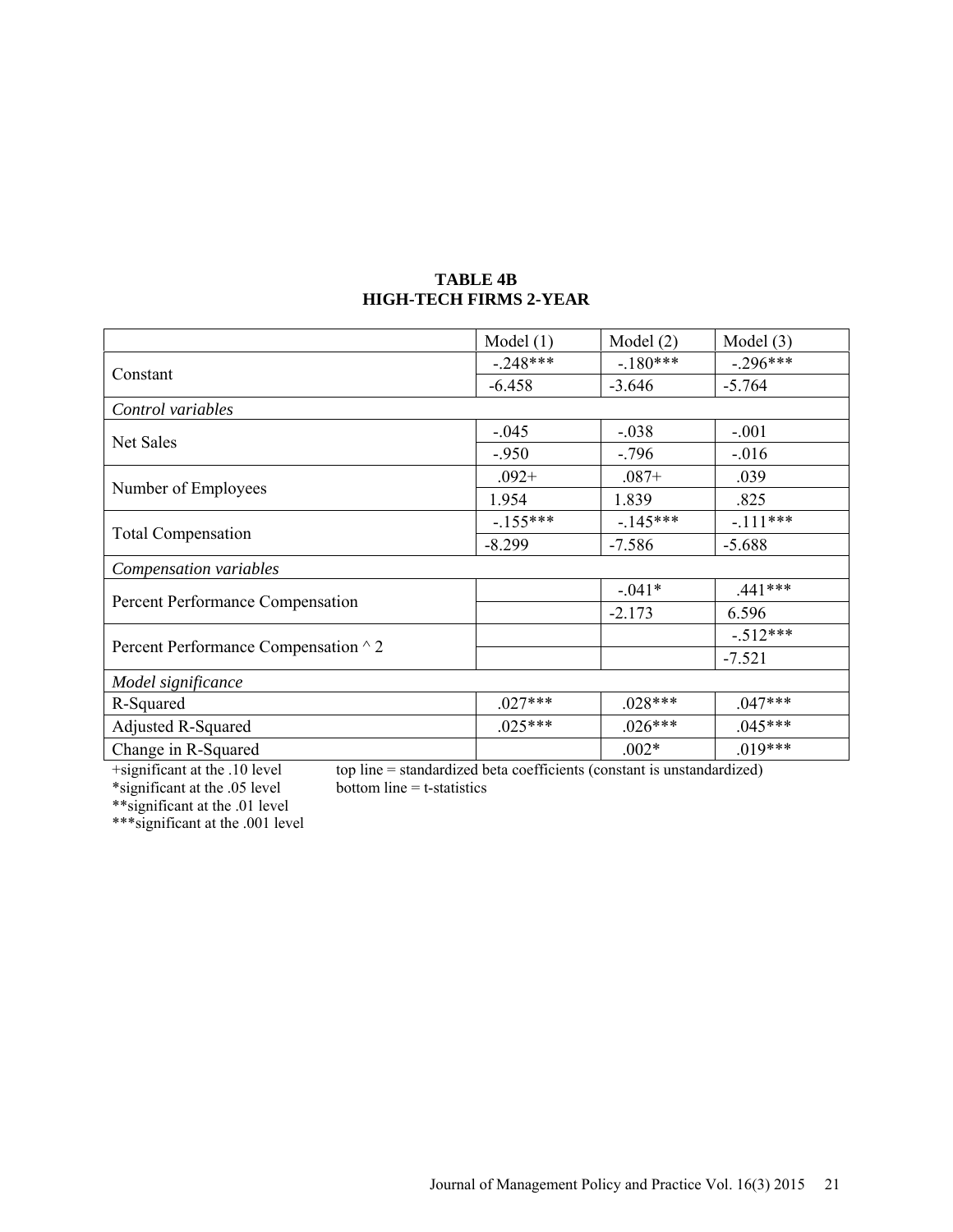**TABLE 4B**
**HIGH-TECH FIRMS 2-YEAR**

| | Model (1) | Model (2) | Model (3) |
|---|---|---|---|
| Constant | -.248*** | -.180*** | -.296*** |
| | -6.458 | -3.646 | -5.764 |
| *Control variables* | | | |
| Net Sales | -.045 | -.038 | -.001 |
| | -.950 | -.796 | -.016 |
| Number of Employees | .092+ | .087+ | .039 |
| | 1.954 | 1.839 | .825 |
| Total Compensation | -.155*** | -.145*** | -.111*** |
| | -8.299 | -7.586 | -5.688 |
| *Compensation variables* | | | |
| Percent Performance Compensation | | -.041* | .441*** |
| | | -2.173 | 6.596 |
| Percent Performance Compensation ^ 2 | | | -.512*** |
| | | | -7.521 |
| *Model significance* | | | |
| R-Squared | .027*** | .028*** | .047*** |
| Adjusted R-Squared | .025*** | .026*** | .045*** |
| Change in R-Squared | | .002* | .019*** |

+significant at the .10 level
*significant at the .05 level
**significant at the .01 level
***significant at the .001 level

top line = standardized beta coefficients (constant is unstandardized)
bottom line = t-statistics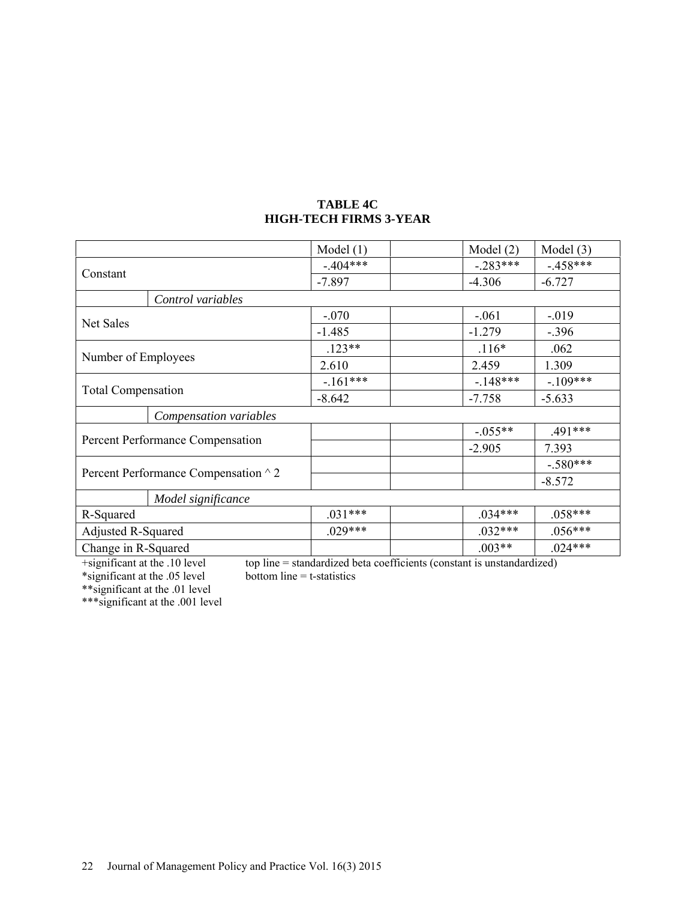**TABLE 4C**
**HIGH-TECH FIRMS 3-YEAR**

| | | Model (1) | | Model (2) | Model (3) |
|---|---|---|---|---|---|
| Constant | | -.404*** | | -.283*** | -.458*** |
| | | -7.897 | | -4.306 | -6.727 |
| | *Control variables* | | | | |
| Net Sales | | -.070 | | -.061 | -.019 |
| | | -1.485 | | -1.279 | -.396 |
| Number of Employees | | .123** | | .116* | .062 |
| | | 2.610 | | 2.459 | 1.309 |
| Total Compensation | | -.161*** | | -.148*** | -.109*** |
| | | -8.642 | | -7.758 | -5.633 |
| | *Compensation variables* | | | | |
| Percent Performance Compensation | | | | -.055** | .491*** |
| | | | | -2.905 | 7.393 |
| Percent Performance Compensation ^ 2 | | | | | -.580*** |
| | | | | | -8.572 |
| | *Model significance* | | | | |
| R-Squared | | .031*** | | .034*** | .058*** |
| Adjusted R-Squared | | .029*** | | .032*** | .056*** |
| Change in R-Squared | | | | .003** | .024*** |

+significant at the .10 level
*significant at the .05 level
**significant at the .01 level
***significant at the .001 level

top line = standardized beta coefficients (constant is unstandardized)
bottom line = t-statistics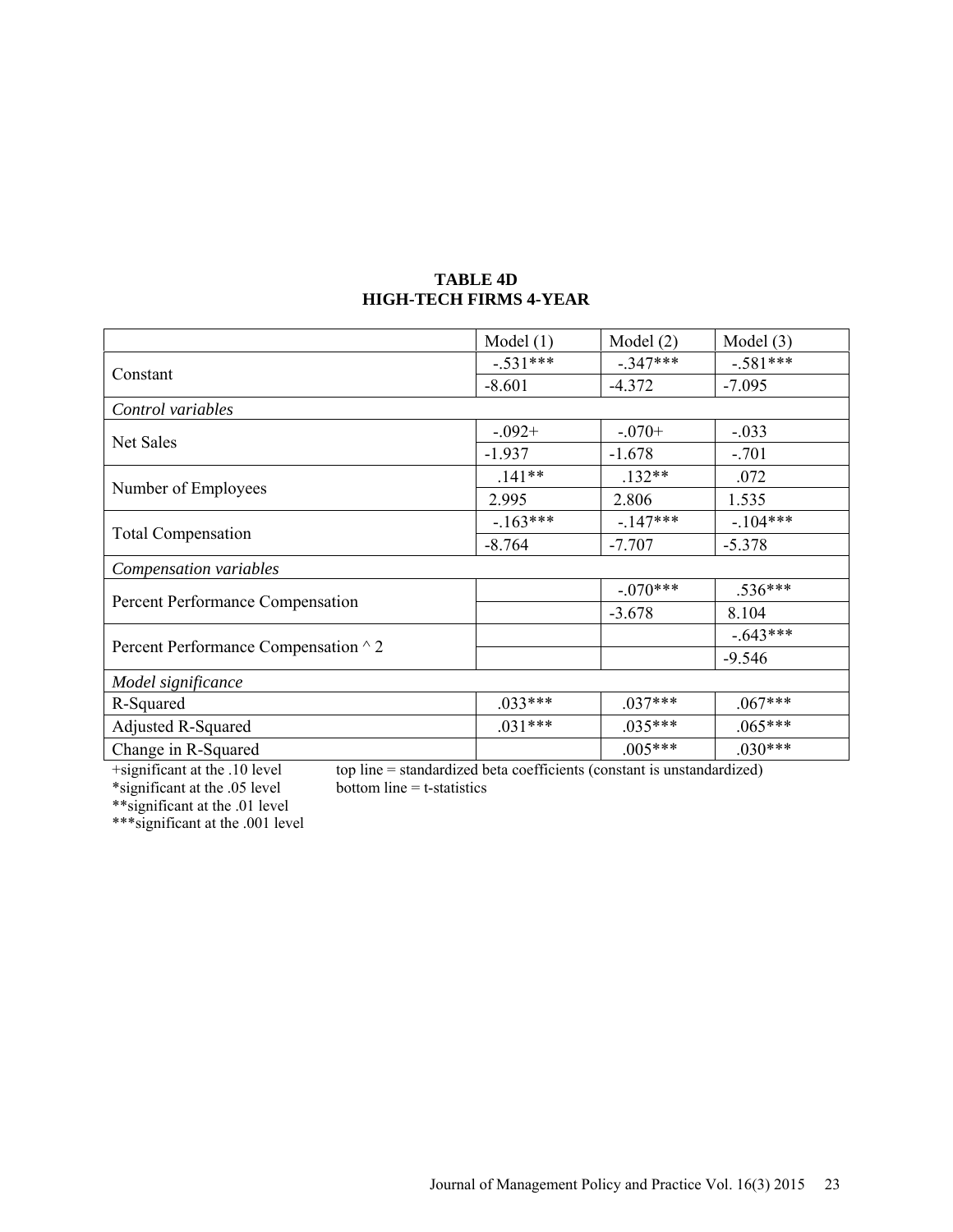**TABLE 4D**
**HIGH-TECH FIRMS 4-YEAR**

| | Model (1) | Model (2) | Model (3) |
|---|---|---|---|
| Constant | -.531*** | -.347*** | -.581*** |
| | -8.601 | -4.372 | -7.095 |
| *Control variables* | | | |
| Net Sales | -.092+ | -.070+ | -.033 |
| | -1.937 | -1.678 | -.701 |
| Number of Employees | .141** | .132** | .072 |
| | 2.995 | 2.806 | 1.535 |
| Total Compensation | -.163*** | -.147*** | -.104*** |
| | -8.764 | -7.707 | -5.378 |
| *Compensation variables* | | | |
| Percent Performance Compensation | | -.070*** | .536*** |
| | | -3.678 | 8.104 |
| Percent Performance Compensation ^ 2 | | | -.643*** |
| | | | -9.546 |
| *Model significance* | | | |
| R-Squared | .033*** | .037*** | .067*** |
| Adjusted R-Squared | .031*** | .035*** | .065*** |
| Change in R-Squared | | .005*** | .030*** |

+significant at the .10 level
*significant at the .05 level
**significant at the .01 level
***significant at the .001 level

top line = standardized beta coefficients (constant is unstandardized)
bottom line = t-statistics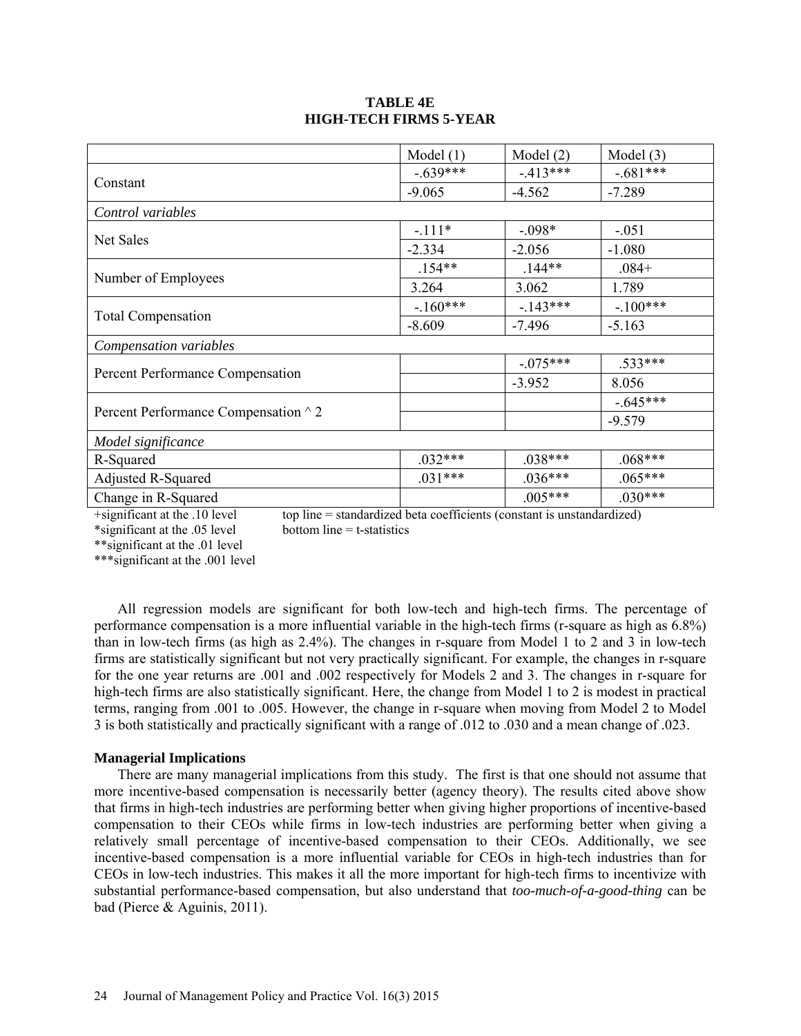**TABLE 4E**
**HIGH-TECH FIRMS 5-YEAR**

| | Model (1) | Model (2) | Model (3) |
|---|---|---|---|
| Constant | -.639*** | -.413*** | -.681*** |
| | -9.065 | -4.562 | -7.289 |
| *Control variables* | | | |
| Net Sales | -.111* | -.098* | -.051 |
| | -2.334 | -2.056 | -1.080 |
| Number of Employees | .154** | .144** | .084+ |
| | 3.264 | 3.062 | 1.789 |
| Total Compensation | -.160*** | -.143*** | -.100*** |
| | -8.609 | -7.496 | -5.163 |
| *Compensation variables* | | | |
| Percent Performance Compensation | | -.075*** | .533*** |
| | | -3.952 | 8.056 |
| Percent Performance Compensation ^ 2 | | | -.645*** |
| | | | -9.579 |
| *Model significance* | | | |
| R-Squared | .032*** | .038*** | .068*** |
| Adjusted R-Squared | .031*** | .036*** | .065*** |
| Change in R-Squared | | .005*** | .030*** |

+significant at the .10 level
*significant at the .05 level
**significant at the .01 level
***significant at the .001 level

top line = standardized beta coefficients (constant is unstandardized)
bottom line = t-statistics

All regression models are significant for both low-tech and high-tech firms. The percentage of performance compensation is a more influential variable in the high-tech firms (r-square as high as 6.8%) than in low-tech firms (as high as 2.4%). The changes in r-square from Model 1 to 2 and 3 in low-tech firms are statistically significant but not very practically significant. For example, the changes in r-square for the one year returns are .001 and .002 respectively for Models 2 and 3. The changes in r-square for high-tech firms are also statistically significant. Here, the change from Model 1 to 2 is modest in practical terms, ranging from .001 to .005. However, the change in r-square when moving from Model 2 to Model 3 is both statistically and practically significant with a range of .012 to .030 and a mean change of .023.

**Managerial Implications**

There are many managerial implications from this study. The first is that one should not assume that more incentive-based compensation is necessarily better (agency theory). The results cited above show that firms in high-tech industries are performing better when giving higher proportions of incentive-based compensation to their CEOs while firms in low-tech industries are performing better when giving a relatively small percentage of incentive-based compensation to their CEOs. Additionally, we see incentive-based compensation is a more influential variable for CEOs in high-tech industries than for CEOs in low-tech industries. This makes it all the more important for high-tech firms to incentivize with substantial performance-based compensation, but also understand that *too-much-of-a-good-thing* can be bad (Pierce & Aguinis, 2011).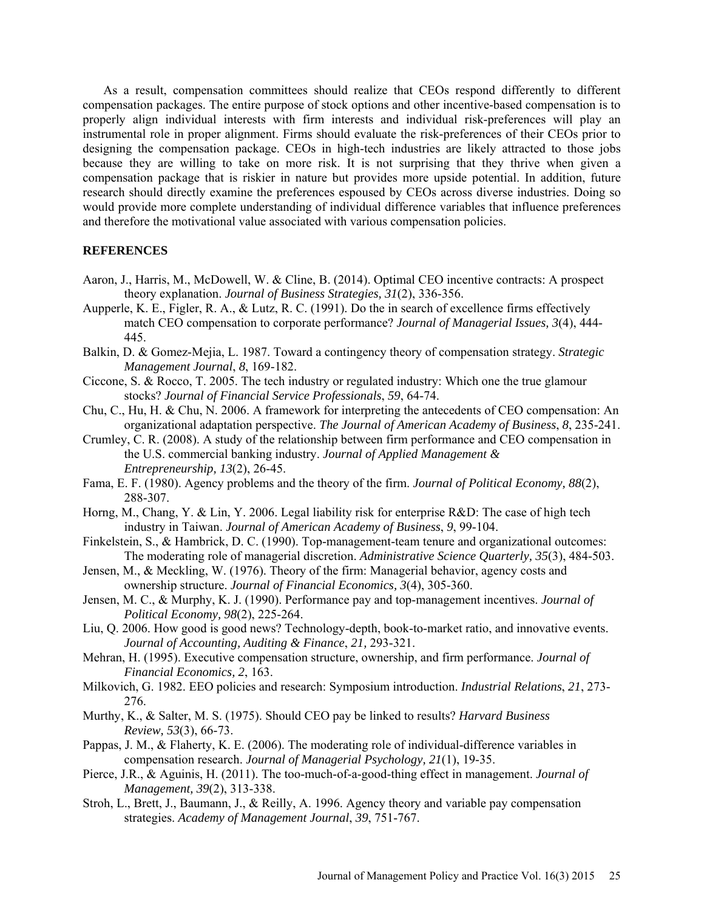As a result, compensation committees should realize that CEOs respond differently to different compensation packages. The entire purpose of stock options and other incentive-based compensation is to properly align individual interests with firm interests and individual risk-preferences will play an instrumental role in proper alignment. Firms should evaluate the risk-preferences of their CEOs prior to designing the compensation package. CEOs in high-tech industries are likely attracted to those jobs because they are willing to take on more risk. It is not surprising that they thrive when given a compensation package that is riskier in nature but provides more upside potential. In addition, future research should directly examine the preferences espoused by CEOs across diverse industries. Doing so would provide more complete understanding of individual difference variables that influence preferences and therefore the motivational value associated with various compensation policies.

## REFERENCES

Aaron, J., Harris, M., McDowell, W. & Cline, B. (2014). Optimal CEO incentive contracts: A prospect theory explanation. *Journal of Business Strategies, 31*(2), 336-356.

Aupperle, K. E., Figler, R. A., & Lutz, R. C. (1991). Do the in search of excellence firms effectively match CEO compensation to corporate performance? *Journal of Managerial Issues, 3*(4), 444-445.

Balkin, D. & Gomez-Mejia, L. 1987. Toward a contingency theory of compensation strategy. *Strategic Management Journal*, *8*, 169-182.

Ciccone, S. & Rocco, T. 2005. The tech industry or regulated industry: Which one the true glamour stocks? *Journal of Financial Service Professionals*, *59*, 64-74.

Chu, C., Hu, H. & Chu, N. 2006. A framework for interpreting the antecedents of CEO compensation: An organizational adaptation perspective. *The Journal of American Academy of Business*, *8*, 235-241.

Crumley, C. R. (2008). A study of the relationship between firm performance and CEO compensation in the U.S. commercial banking industry. *Journal of Applied Management & Entrepreneurship, 13*(2), 26-45.

Fama, E. F. (1980). Agency problems and the theory of the firm. *Journal of Political Economy, 88*(2), 288-307.

Horng, M., Chang, Y. & Lin, Y. 2006. Legal liability risk for enterprise R&D: The case of high tech industry in Taiwan. *Journal of American Academy of Business*, *9*, 99-104.

Finkelstein, S., & Hambrick, D. C. (1990). Top-management-team tenure and organizational outcomes: The moderating role of managerial discretion. *Administrative Science Quarterly, 35*(3), 484-503.

Jensen, M., & Meckling, W. (1976). Theory of the firm: Managerial behavior, agency costs and ownership structure. *Journal of Financial Economics, 3*(4), 305-360.

Jensen, M. C., & Murphy, K. J. (1990). Performance pay and top-management incentives. *Journal of Political Economy, 98*(2), 225-264.

Liu, Q. 2006. How good is good news? Technology-depth, book-to-market ratio, and innovative events. *Journal of Accounting, Auditing & Finance*, *21,* 293-321.

Mehran, H. (1995). Executive compensation structure, ownership, and firm performance. *Journal of Financial Economics, 2*, 163.

Milkovich, G. 1982. EEO policies and research: Symposium introduction. *Industrial Relations*, *21*, 273-276.

Murthy, K., & Salter, M. S. (1975). Should CEO pay be linked to results? *Harvard Business Review, 53*(3), 66-73.

Pappas, J. M., & Flaherty, K. E. (2006). The moderating role of individual-difference variables in compensation research. *Journal of Managerial Psychology, 21*(1), 19-35.

Pierce, J.R., & Aguinis, H. (2011). The too-much-of-a-good-thing effect in management. *Journal of Management, 39*(2), 313-338.

Stroh, L., Brett, J., Baumann, J., & Reilly, A. 1996. Agency theory and variable pay compensation strategies. *Academy of Management Journal*, *39*, 751-767.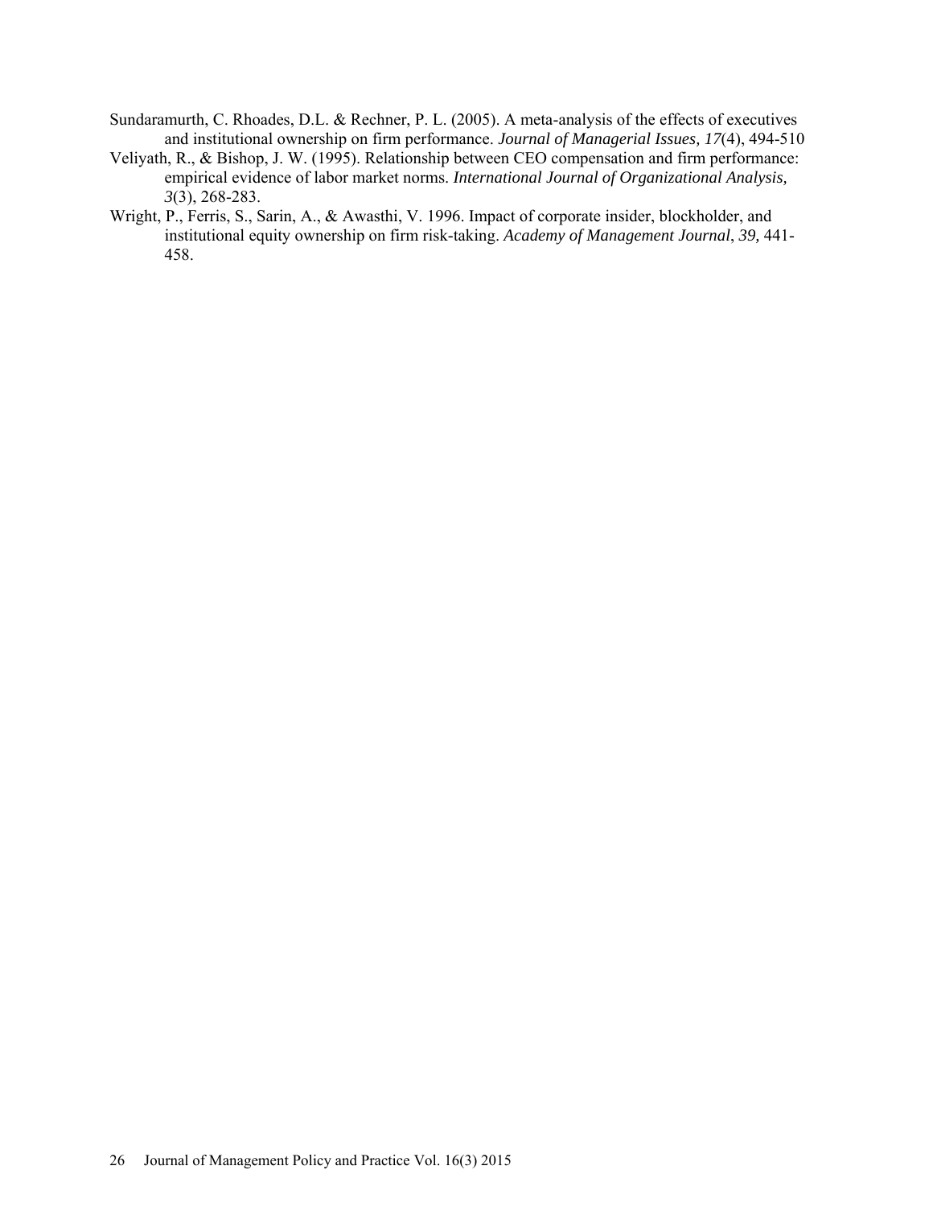Sundaramurth, C. Rhoades, D.L. & Rechner, P. L. (2005). A meta-analysis of the effects of executives and institutional ownership on firm performance. *Journal of Managerial Issues, 17*(4), 494-510

Veliyath, R., & Bishop, J. W. (1995). Relationship between CEO compensation and firm performance: empirical evidence of labor market norms. *International Journal of Organizational Analysis, 3*(3), 268-283.

Wright, P., Ferris, S., Sarin, A., & Awasthi, V. 1996. Impact of corporate insider, blockholder, and institutional equity ownership on firm risk-taking. *Academy of Management Journal*, *39,* 441-458.